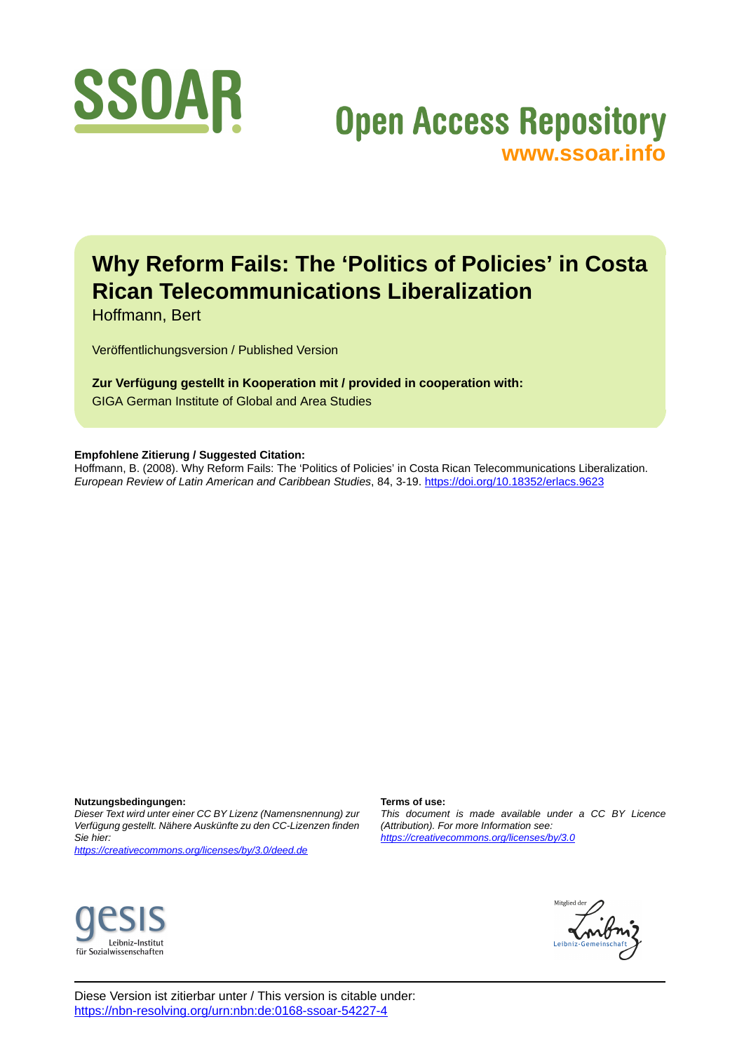# Why Reform Fails: The 'Politics of Policies' in Costa Rican Telecommunications Liberalization

Hoffmann, Bert

Veröffentlichungsversion / Published Version

**Zur Verfügung gestellt in Kooperation mit / provided in cooperation with:**
GIGA German Institute of Global and Area Studies

**Empfohlene Zitierung / Suggested Citation:**
Hoffmann, B. (2008). Why Reform Fails: The 'Politics of Policies' in Costa Rican Telecommunications Liberalization. *European Review of Latin American and Caribbean Studies*, 84, 3-19. https://doi.org/10.18352/erlacs.9623

**Nutzungsbedingungen:**
*Dieser Text wird unter einer CC BY Lizenz (Namensnennung) zur Verfügung gestellt. Nähere Auskünfte zu den CC-Lizenzen finden Sie hier:*
*https://creativecommons.org/licenses/by/3.0/deed.de*

**Terms of use:**
*This document is made available under a CC BY Licence (Attribution). For more Information see:*
*https://creativecommons.org/licenses/by/3.0*

Diese Version ist zitierbar unter / This version is citable under:
https://nbn-resolving.org/urn:nbn:de:0168-ssoar-54227-4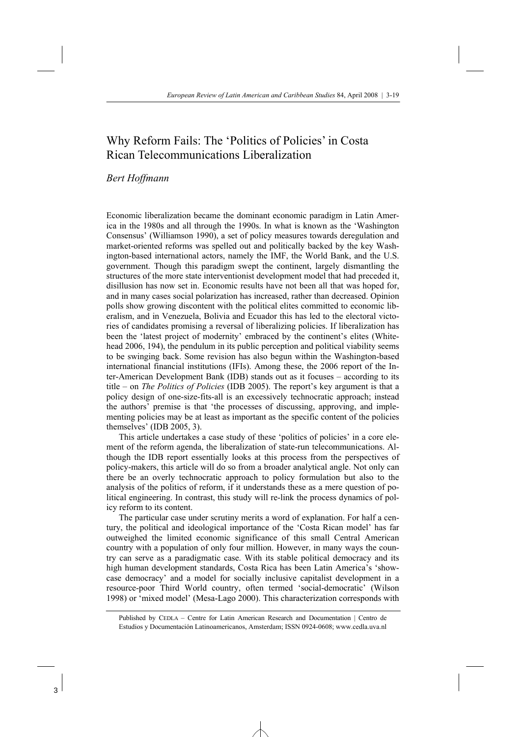# Why Reform Fails: The 'Politics of Policies' in Costa Rican Telecommunications Liberalization

*Bert Hoffmann*

Economic liberalization became the dominant economic paradigm in Latin America in the 1980s and all through the 1990s. In what is known as the 'Washington Consensus' (Williamson 1990), a set of policy measures towards deregulation and market-oriented reforms was spelled out and politically backed by the key Washington-based international actors, namely the IMF, the World Bank, and the U.S. government. Though this paradigm swept the continent, largely dismantling the structures of the more state interventionist development model that had preceded it, disillusion has now set in. Economic results have not been all that was hoped for, and in many cases social polarization has increased, rather than decreased. Opinion polls show growing discontent with the political elites committed to economic liberalism, and in Venezuela, Bolivia and Ecuador this has led to the electoral victories of candidates promising a reversal of liberalizing policies. If liberalization has been the 'latest project of modernity' embraced by the continent's elites (Whitehead 2006, 194), the pendulum in its public perception and political viability seems to be swinging back. Some revision has also begun within the Washington-based international financial institutions (IFIs). Among these, the 2006 report of the Inter-American Development Bank (IDB) stands out as it focuses – according to its title – on *The Politics of Policies* (IDB 2005). The report's key argument is that a policy design of one-size-fits-all is an excessively technocratic approach; instead the authors' premise is that 'the processes of discussing, approving, and implementing policies may be at least as important as the specific content of the policies themselves' (IDB 2005, 3).

This article undertakes a case study of these 'politics of policies' in a core element of the reform agenda, the liberalization of state-run telecommunications. Although the IDB report essentially looks at this process from the perspectives of policy-makers, this article will do so from a broader analytical angle. Not only can there be an overly technocratic approach to policy formulation but also to the analysis of the politics of reform, if it understands these as a mere question of political engineering. In contrast, this study will re-link the process dynamics of policy reform to its content.

The particular case under scrutiny merits a word of explanation. For half a century, the political and ideological importance of the 'Costa Rican model' has far outweighed the limited economic significance of this small Central American country with a population of only four million. However, in many ways the country can serve as a paradigmatic case. With its stable political democracy and its high human development standards, Costa Rica has been Latin America's 'showcase democracy' and a model for socially inclusive capitalist development in a resource-poor Third World country, often termed 'social-democratic' (Wilson 1998) or 'mixed model' (Mesa-Lago 2000). This characterization corresponds with

Published by CEDLA – Centre for Latin American Research and Documentation | Centro de Estudios y Documentación Latinoamericanos, Amsterdam; ISSN 0924-0608; www.cedla.uva.nl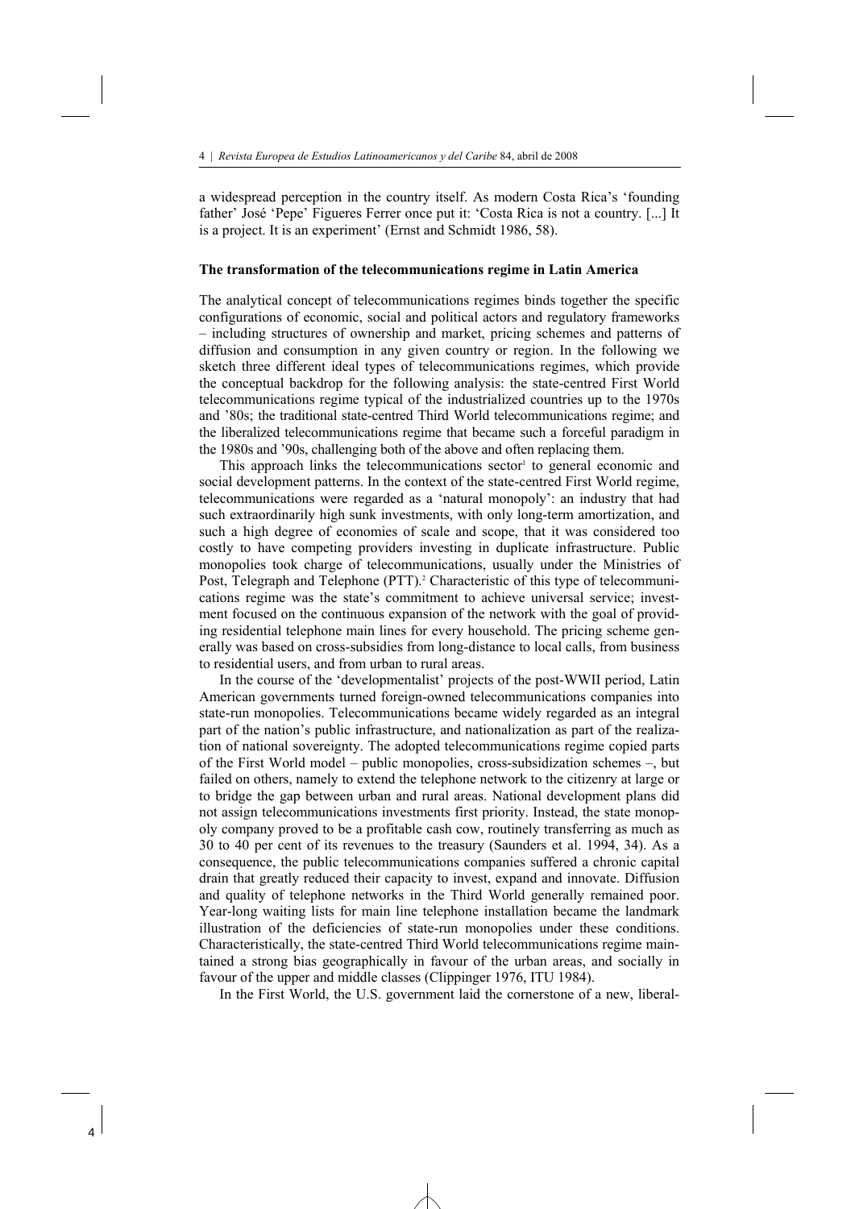a widespread perception in the country itself. As modern Costa Rica's 'founding father' José 'Pepe' Figueres Ferrer once put it: 'Costa Rica is not a country. [...] It is a project. It is an experiment' (Ernst and Schmidt 1986, 58).

**The transformation of the telecommunications regime in Latin America**

The analytical concept of telecommunications regimes binds together the specific configurations of economic, social and political actors and regulatory frameworks – including structures of ownership and market, pricing schemes and patterns of diffusion and consumption in any given country or region. In the following we sketch three different ideal types of telecommunications regimes, which provide the conceptual backdrop for the following analysis: the state-centred First World telecommunications regime typical of the industrialized countries up to the 1970s and '80s; the traditional state-centred Third World telecommunications regime; and the liberalized telecommunications regime that became such a forceful paradigm in the 1980s and '90s, challenging both of the above and often replacing them.

This approach links the telecommunications sector[1] to general economic and social development patterns. In the context of the state-centred First World regime, telecommunications were regarded as a 'natural monopoly': an industry that had such extraordinarily high sunk investments, with only long-term amortization, and such a high degree of economies of scale and scope, that it was considered too costly to have competing providers investing in duplicate infrastructure. Public monopolies took charge of telecommunications, usually under the Ministries of Post, Telegraph and Telephone (PTT).[2] Characteristic of this type of telecommunications regime was the state's commitment to achieve universal service; investment focused on the continuous expansion of the network with the goal of providing residential telephone main lines for every household. The pricing scheme generally was based on cross-subsidies from long-distance to local calls, from business to residential users, and from urban to rural areas.

In the course of the 'developmentalist' projects of the post-WWII period, Latin American governments turned foreign-owned telecommunications companies into state-run monopolies. Telecommunications became widely regarded as an integral part of the nation's public infrastructure, and nationalization as part of the realization of national sovereignty. The adopted telecommunications regime copied parts of the First World model – public monopolies, cross-subsidization schemes –, but failed on others, namely to extend the telephone network to the citizenry at large or to bridge the gap between urban and rural areas. National development plans did not assign telecommunications investments first priority. Instead, the state monopoly company proved to be a profitable cash cow, routinely transferring as much as 30 to 40 per cent of its revenues to the treasury (Saunders et al. 1994, 34). As a consequence, the public telecommunications companies suffered a chronic capital drain that greatly reduced their capacity to invest, expand and innovate. Diffusion and quality of telephone networks in the Third World generally remained poor. Year-long waiting lists for main line telephone installation became the landmark illustration of the deficiencies of state-run monopolies under these conditions. Characteristically, the state-centred Third World telecommunications regime maintained a strong bias geographically in favour of the urban areas, and socially in favour of the upper and middle classes (Clippinger 1976, ITU 1984).

In the First World, the U.S. government laid the cornerstone of a new, liberal-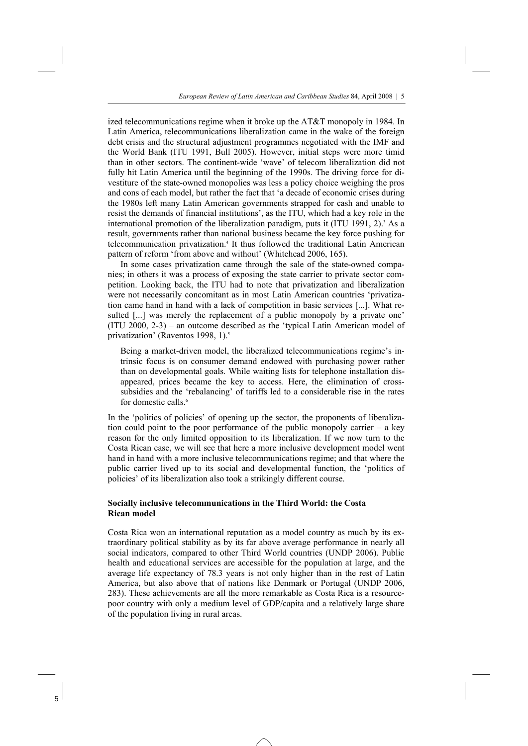ized telecommunications regime when it broke up the AT&T monopoly in 1984. In Latin America, telecommunications liberalization came in the wake of the foreign debt crisis and the structural adjustment programmes negotiated with the IMF and the World Bank (ITU 1991, Bull 2005). However, initial steps were more timid than in other sectors. The continent-wide 'wave' of telecom liberalization did not fully hit Latin America until the beginning of the 1990s. The driving force for divestiture of the state-owned monopolies was less a policy choice weighing the pros and cons of each model, but rather the fact that 'a decade of economic crises during the 1980s left many Latin American governments strapped for cash and unable to resist the demands of financial institutions', as the ITU, which had a key role in the international promotion of the liberalization paradigm, puts it (ITU 1991, 2).[3] As a result, governments rather than national business became the key force pushing for telecommunication privatization.[4] It thus followed the traditional Latin American pattern of reform 'from above and without' (Whitehead 2006, 165).

In some cases privatization came through the sale of the state-owned companies; in others it was a process of exposing the state carrier to private sector competition. Looking back, the ITU had to note that privatization and liberalization were not necessarily concomitant as in most Latin American countries 'privatization came hand in hand with a lack of competition in basic services [...]. What resulted [...] was merely the replacement of a public monopoly by a private one' (ITU 2000, 2-3) – an outcome described as the 'typical Latin American model of privatization' (Raventos 1998, 1).[5]

> Being a market-driven model, the liberalized telecommunications regime's intrinsic focus is on consumer demand endowed with purchasing power rather than on developmental goals. While waiting lists for telephone installation disappeared, prices became the key to access. Here, the elimination of cross-subsidies and the 'rebalancing' of tariffs led to a considerable rise in the rates for domestic calls.[6]

In the 'politics of policies' of opening up the sector, the proponents of liberalization could point to the poor performance of the public monopoly carrier – a key reason for the only limited opposition to its liberalization. If we now turn to the Costa Rican case, we will see that here a more inclusive development model went hand in hand with a more inclusive telecommunications regime; and that where the public carrier lived up to its social and developmental function, the 'politics of policies' of its liberalization also took a strikingly different course.

### Socially inclusive telecommunications in the Third World: the Costa Rican model

Costa Rica won an international reputation as a model country as much by its extraordinary political stability as by its far above average performance in nearly all social indicators, compared to other Third World countries (UNDP 2006). Public health and educational services are accessible for the population at large, and the average life expectancy of 78.3 years is not only higher than in the rest of Latin America, but also above that of nations like Denmark or Portugal (UNDP 2006, 283). These achievements are all the more remarkable as Costa Rica is a resource-poor country with only a medium level of GDP/capita and a relatively large share of the population living in rural areas.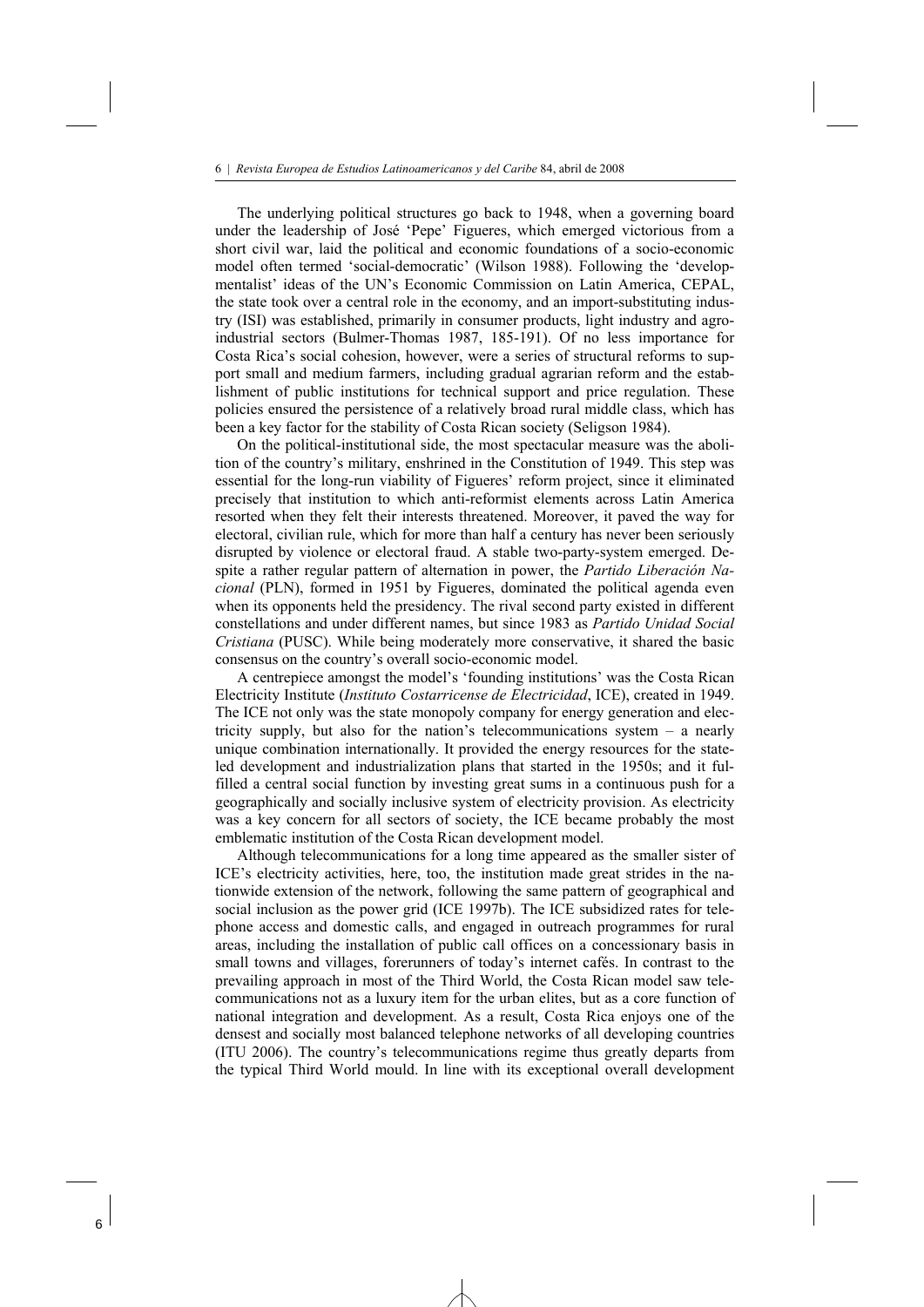The underlying political structures go back to 1948, when a governing board under the leadership of José 'Pepe' Figueres, which emerged victorious from a short civil war, laid the political and economic foundations of a socio-economic model often termed 'social-democratic' (Wilson 1988). Following the 'developmentalist' ideas of the UN's Economic Commission on Latin America, CEPAL, the state took over a central role in the economy, and an import-substituting industry (ISI) was established, primarily in consumer products, light industry and agro-industrial sectors (Bulmer-Thomas 1987, 185-191). Of no less importance for Costa Rica's social cohesion, however, were a series of structural reforms to support small and medium farmers, including gradual agrarian reform and the establishment of public institutions for technical support and price regulation. These policies ensured the persistence of a relatively broad rural middle class, which has been a key factor for the stability of Costa Rican society (Seligson 1984).

On the political-institutional side, the most spectacular measure was the abolition of the country's military, enshrined in the Constitution of 1949. This step was essential for the long-run viability of Figueres' reform project, since it eliminated precisely that institution to which anti-reformist elements across Latin America resorted when they felt their interests threatened. Moreover, it paved the way for electoral, civilian rule, which for more than half a century has never been seriously disrupted by violence or electoral fraud. A stable two-party-system emerged. Despite a rather regular pattern of alternation in power, the *Partido Liberación Nacional* (PLN), formed in 1951 by Figueres, dominated the political agenda even when its opponents held the presidency. The rival second party existed in different constellations and under different names, but since 1983 as *Partido Unidad Social Cristiana* (PUSC). While being moderately more conservative, it shared the basic consensus on the country's overall socio-economic model.

A centrepiece amongst the model's 'founding institutions' was the Costa Rican Electricity Institute (*Instituto Costarricense de Electricidad*, ICE), created in 1949. The ICE not only was the state monopoly company for energy generation and electricity supply, but also for the nation's telecommunications system – a nearly unique combination internationally. It provided the energy resources for the state-led development and industrialization plans that started in the 1950s; and it fulfilled a central social function by investing great sums in a continuous push for a geographically and socially inclusive system of electricity provision. As electricity was a key concern for all sectors of society, the ICE became probably the most emblematic institution of the Costa Rican development model.

Although telecommunications for a long time appeared as the smaller sister of ICE's electricity activities, here, too, the institution made great strides in the nationwide extension of the network, following the same pattern of geographical and social inclusion as the power grid (ICE 1997b). The ICE subsidized rates for telephone access and domestic calls, and engaged in outreach programmes for rural areas, including the installation of public call offices on a concessionary basis in small towns and villages, forerunners of today's internet cafés. In contrast to the prevailing approach in most of the Third World, the Costa Rican model saw telecommunications not as a luxury item for the urban elites, but as a core function of national integration and development. As a result, Costa Rica enjoys one of the densest and socially most balanced telephone networks of all developing countries (ITU 2006). The country's telecommunications regime thus greatly departs from the typical Third World mould. In line with its exceptional overall development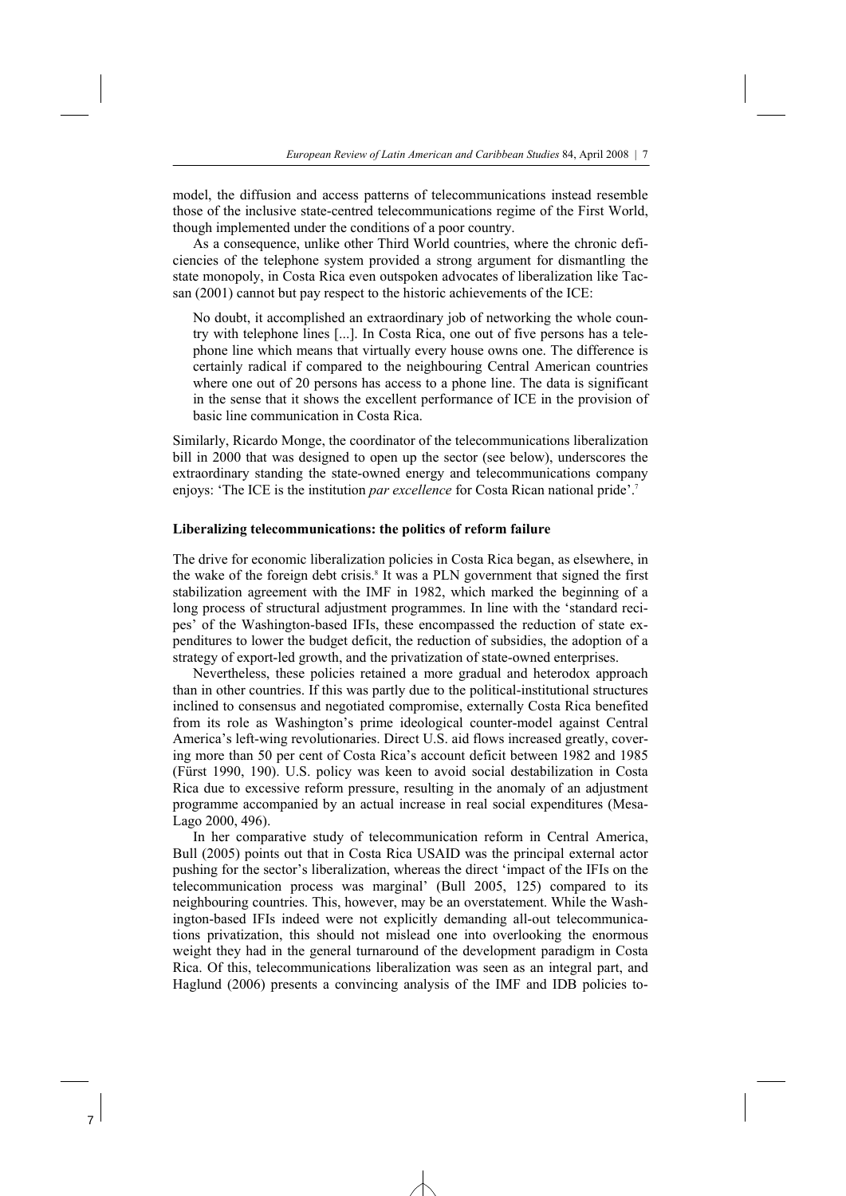model, the diffusion and access patterns of telecommunications instead resemble those of the inclusive state-centred telecommunications regime of the First World, though implemented under the conditions of a poor country.

As a consequence, unlike other Third World countries, where the chronic deficiencies of the telephone system provided a strong argument for dismantling the state monopoly, in Costa Rica even outspoken advocates of liberalization like Tacsan (2001) cannot but pay respect to the historic achievements of the ICE:

> No doubt, it accomplished an extraordinary job of networking the whole country with telephone lines [...]. In Costa Rica, one out of five persons has a telephone line which means that virtually every house owns one. The difference is certainly radical if compared to the neighbouring Central American countries where one out of 20 persons has access to a phone line. The data is significant in the sense that it shows the excellent performance of ICE in the provision of basic line communication in Costa Rica.

Similarly, Ricardo Monge, the coordinator of the telecommunications liberalization bill in 2000 that was designed to open up the sector (see below), underscores the extraordinary standing the state-owned energy and telecommunications company enjoys: 'The ICE is the institution *par excellence* for Costa Rican national pride'.[7]

### Liberalizing telecommunications: the politics of reform failure

The drive for economic liberalization policies in Costa Rica began, as elsewhere, in the wake of the foreign debt crisis.[8] It was a PLN government that signed the first stabilization agreement with the IMF in 1982, which marked the beginning of a long process of structural adjustment programmes. In line with the 'standard recipes' of the Washington-based IFIs, these encompassed the reduction of state expenditures to lower the budget deficit, the reduction of subsidies, the adoption of a strategy of export-led growth, and the privatization of state-owned enterprises.

Nevertheless, these policies retained a more gradual and heterodox approach than in other countries. If this was partly due to the political-institutional structures inclined to consensus and negotiated compromise, externally Costa Rica benefited from its role as Washington's prime ideological counter-model against Central America's left-wing revolutionaries. Direct U.S. aid flows increased greatly, covering more than 50 per cent of Costa Rica's account deficit between 1982 and 1985 (Fürst 1990, 190). U.S. policy was keen to avoid social destabilization in Costa Rica due to excessive reform pressure, resulting in the anomaly of an adjustment programme accompanied by an actual increase in real social expenditures (Mesa-Lago 2000, 496).

In her comparative study of telecommunication reform in Central America, Bull (2005) points out that in Costa Rica USAID was the principal external actor pushing for the sector's liberalization, whereas the direct 'impact of the IFIs on the telecommunication process was marginal' (Bull 2005, 125) compared to its neighbouring countries. This, however, may be an overstatement. While the Washington-based IFIs indeed were not explicitly demanding all-out telecommunications privatization, this should not mislead one into overlooking the enormous weight they had in the general turnaround of the development paradigm in Costa Rica. Of this, telecommunications liberalization was seen as an integral part, and Haglund (2006) presents a convincing analysis of the IMF and IDB policies to-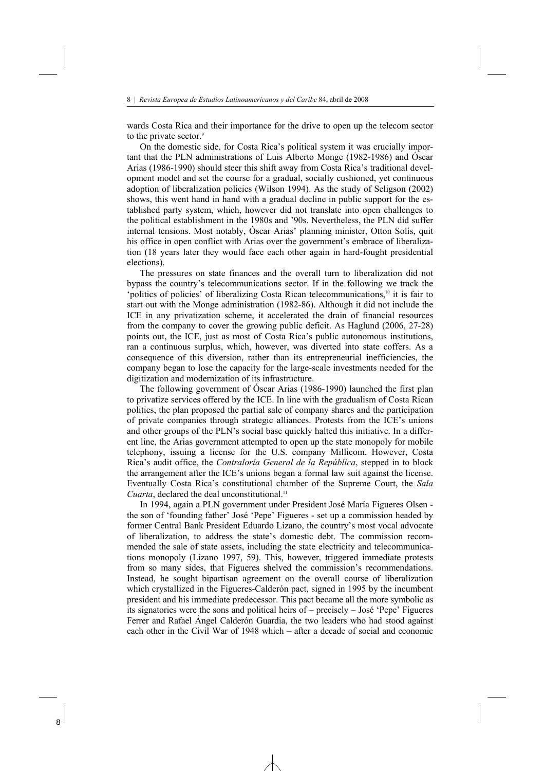wards Costa Rica and their importance for the drive to open up the telecom sector to the private sector.[9]

On the domestic side, for Costa Rica's political system it was crucially important that the PLN administrations of Luis Alberto Monge (1982-1986) and Óscar Arias (1986-1990) should steer this shift away from Costa Rica's traditional development model and set the course for a gradual, socially cushioned, yet continuous adoption of liberalization policies (Wilson 1994). As the study of Seligson (2002) shows, this went hand in hand with a gradual decline in public support for the established party system, which, however did not translate into open challenges to the political establishment in the 1980s and '90s. Nevertheless, the PLN did suffer internal tensions. Most notably, Óscar Arias' planning minister, Otton Solís, quit his office in open conflict with Arias over the government's embrace of liberalization (18 years later they would face each other again in hard-fought presidential elections).

The pressures on state finances and the overall turn to liberalization did not bypass the country's telecommunications sector. If in the following we track the 'politics of policies' of liberalizing Costa Rican telecommunications,[10] it is fair to start out with the Monge administration (1982-86). Although it did not include the ICE in any privatization scheme, it accelerated the drain of financial resources from the company to cover the growing public deficit. As Haglund (2006, 27-28) points out, the ICE, just as most of Costa Rica's public autonomous institutions, ran a continuous surplus, which, however, was diverted into state coffers. As a consequence of this diversion, rather than its entrepreneurial inefficiencies, the company began to lose the capacity for the large-scale investments needed for the digitization and modernization of its infrastructure.

The following government of Óscar Arias (1986-1990) launched the first plan to privatize services offered by the ICE. In line with the gradualism of Costa Rican politics, the plan proposed the partial sale of company shares and the participation of private companies through strategic alliances. Protests from the ICE's unions and other groups of the PLN's social base quickly halted this initiative. In a different line, the Arias government attempted to open up the state monopoly for mobile telephony, issuing a license for the U.S. company Millicom. However, Costa Rica's audit office, the *Contraloría General de la República*, stepped in to block the arrangement after the ICE's unions began a formal law suit against the license. Eventually Costa Rica's constitutional chamber of the Supreme Court, the *Sala Cuarta*, declared the deal unconstitutional.[11]

In 1994, again a PLN government under President José María Figueres Olsen - the son of 'founding father' José 'Pepe' Figueres - set up a commission headed by former Central Bank President Eduardo Lizano, the country's most vocal advocate of liberalization, to address the state's domestic debt. The commission recommended the sale of state assets, including the state electricity and telecommunications monopoly (Lizano 1997, 59). This, however, triggered immediate protests from so many sides, that Figueres shelved the commission's recommendations. Instead, he sought bipartisan agreement on the overall course of liberalization which crystallized in the Figueres-Calderón pact, signed in 1995 by the incumbent president and his immediate predecessor. This pact became all the more symbolic as its signatories were the sons and political heirs of – precisely – José 'Pepe' Figueres Ferrer and Rafael Ángel Calderón Guardia, the two leaders who had stood against each other in the Civil War of 1948 which – after a decade of social and economic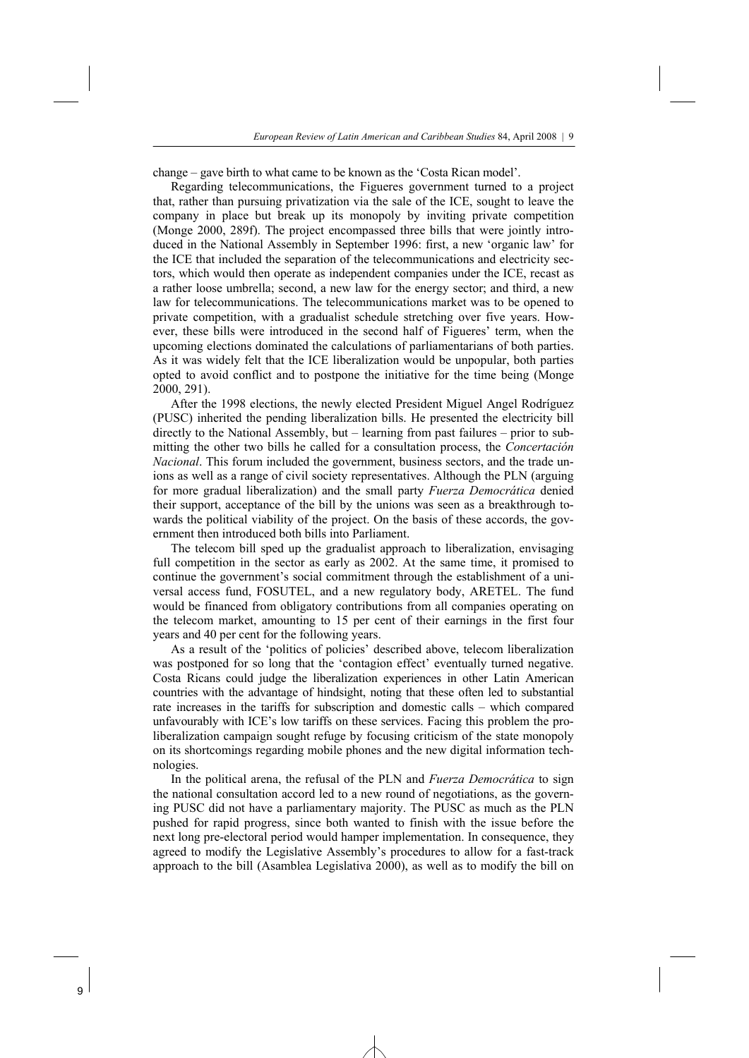change – gave birth to what came to be known as the 'Costa Rican model'.

Regarding telecommunications, the Figueres government turned to a project that, rather than pursuing privatization via the sale of the ICE, sought to leave the company in place but break up its monopoly by inviting private competition (Monge 2000, 289f). The project encompassed three bills that were jointly introduced in the National Assembly in September 1996: first, a new 'organic law' for the ICE that included the separation of the telecommunications and electricity sectors, which would then operate as independent companies under the ICE, recast as a rather loose umbrella; second, a new law for the energy sector; and third, a new law for telecommunications. The telecommunications market was to be opened to private competition, with a gradualist schedule stretching over five years. However, these bills were introduced in the second half of Figueres' term, when the upcoming elections dominated the calculations of parliamentarians of both parties. As it was widely felt that the ICE liberalization would be unpopular, both parties opted to avoid conflict and to postpone the initiative for the time being (Monge 2000, 291).

After the 1998 elections, the newly elected President Miguel Angel Rodríguez (PUSC) inherited the pending liberalization bills. He presented the electricity bill directly to the National Assembly, but – learning from past failures – prior to submitting the other two bills he called for a consultation process, the *Concertación Nacional*. This forum included the government, business sectors, and the trade unions as well as a range of civil society representatives. Although the PLN (arguing for more gradual liberalization) and the small party *Fuerza Democrática* denied their support, acceptance of the bill by the unions was seen as a breakthrough towards the political viability of the project. On the basis of these accords, the government then introduced both bills into Parliament.

The telecom bill sped up the gradualist approach to liberalization, envisaging full competition in the sector as early as 2002. At the same time, it promised to continue the government's social commitment through the establishment of a universal access fund, FOSUTEL, and a new regulatory body, ARETEL. The fund would be financed from obligatory contributions from all companies operating on the telecom market, amounting to 15 per cent of their earnings in the first four years and 40 per cent for the following years.

As a result of the 'politics of policies' described above, telecom liberalization was postponed for so long that the 'contagion effect' eventually turned negative. Costa Ricans could judge the liberalization experiences in other Latin American countries with the advantage of hindsight, noting that these often led to substantial rate increases in the tariffs for subscription and domestic calls – which compared unfavourably with ICE's low tariffs on these services. Facing this problem the pro-liberalization campaign sought refuge by focusing criticism of the state monopoly on its shortcomings regarding mobile phones and the new digital information technologies.

In the political arena, the refusal of the PLN and *Fuerza Democrática* to sign the national consultation accord led to a new round of negotiations, as the governing PUSC did not have a parliamentary majority. The PUSC as much as the PLN pushed for rapid progress, since both wanted to finish with the issue before the next long pre-electoral period would hamper implementation. In consequence, they agreed to modify the Legislative Assembly's procedures to allow for a fast-track approach to the bill (Asamblea Legislativa 2000), as well as to modify the bill on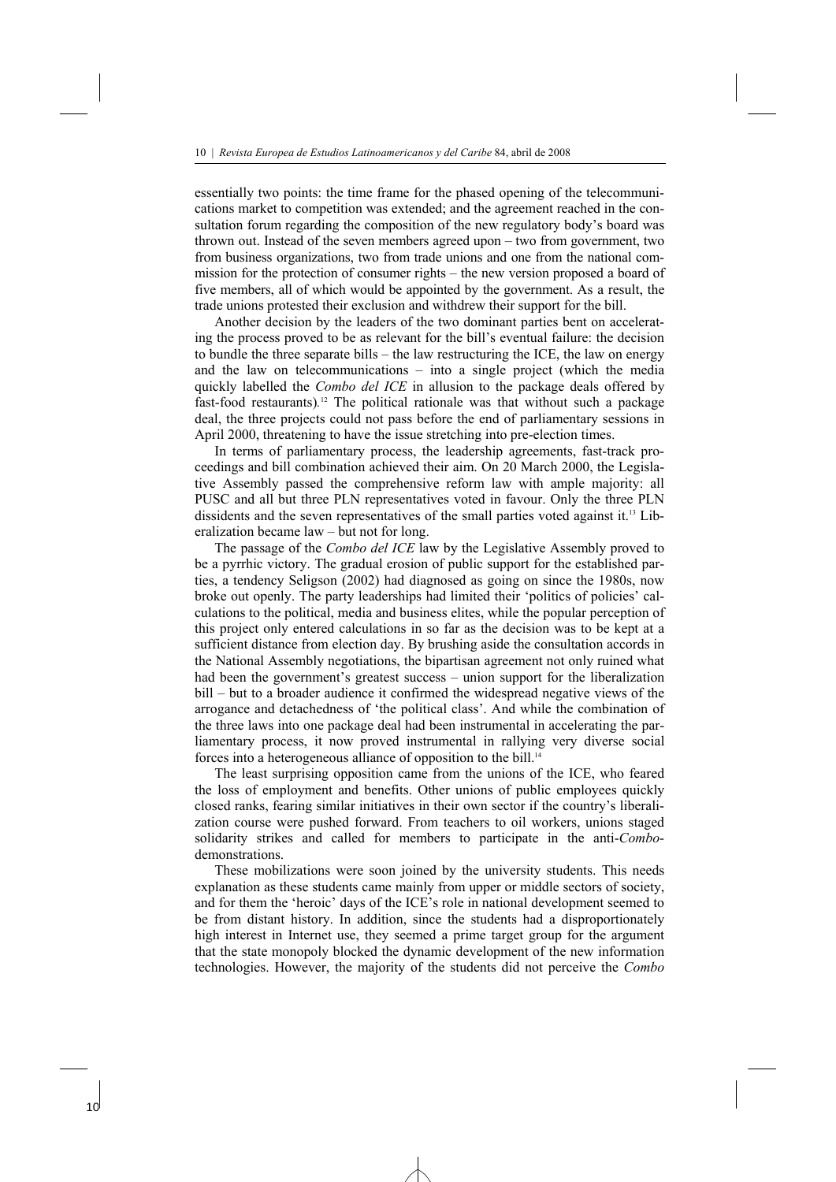essentially two points: the time frame for the phased opening of the telecommunications market to competition was extended; and the agreement reached in the consultation forum regarding the composition of the new regulatory body's board was thrown out. Instead of the seven members agreed upon – two from government, two from business organizations, two from trade unions and one from the national commission for the protection of consumer rights – the new version proposed a board of five members, all of which would be appointed by the government. As a result, the trade unions protested their exclusion and withdrew their support for the bill.

Another decision by the leaders of the two dominant parties bent on accelerating the process proved to be as relevant for the bill's eventual failure: the decision to bundle the three separate bills – the law restructuring the ICE, the law on energy and the law on telecommunications – into a single project (which the media quickly labelled the *Combo del ICE* in allusion to the package deals offered by fast-food restaurants).[12] The political rationale was that without such a package deal, the three projects could not pass before the end of parliamentary sessions in April 2000, threatening to have the issue stretching into pre-election times.

In terms of parliamentary process, the leadership agreements, fast-track proceedings and bill combination achieved their aim. On 20 March 2000, the Legislative Assembly passed the comprehensive reform law with ample majority: all PUSC and all but three PLN representatives voted in favour. Only the three PLN dissidents and the seven representatives of the small parties voted against it.[13] Liberalization became law – but not for long.

The passage of the *Combo del ICE* law by the Legislative Assembly proved to be a pyrrhic victory. The gradual erosion of public support for the established parties, a tendency Seligson (2002) had diagnosed as going on since the 1980s, now broke out openly. The party leaderships had limited their 'politics of policies' calculations to the political, media and business elites, while the popular perception of this project only entered calculations in so far as the decision was to be kept at a sufficient distance from election day. By brushing aside the consultation accords in the National Assembly negotiations, the bipartisan agreement not only ruined what had been the government's greatest success – union support for the liberalization bill – but to a broader audience it confirmed the widespread negative views of the arrogance and detachedness of 'the political class'. And while the combination of the three laws into one package deal had been instrumental in accelerating the parliamentary process, it now proved instrumental in rallying very diverse social forces into a heterogeneous alliance of opposition to the bill.[14]

The least surprising opposition came from the unions of the ICE, who feared the loss of employment and benefits. Other unions of public employees quickly closed ranks, fearing similar initiatives in their own sector if the country's liberalization course were pushed forward. From teachers to oil workers, unions staged solidarity strikes and called for members to participate in the anti-*Combo*-demonstrations.

These mobilizations were soon joined by the university students. This needs explanation as these students came mainly from upper or middle sectors of society, and for them the 'heroic' days of the ICE's role in national development seemed to be from distant history. In addition, since the students had a disproportionately high interest in Internet use, they seemed a prime target group for the argument that the state monopoly blocked the dynamic development of the new information technologies. However, the majority of the students did not perceive the *Combo*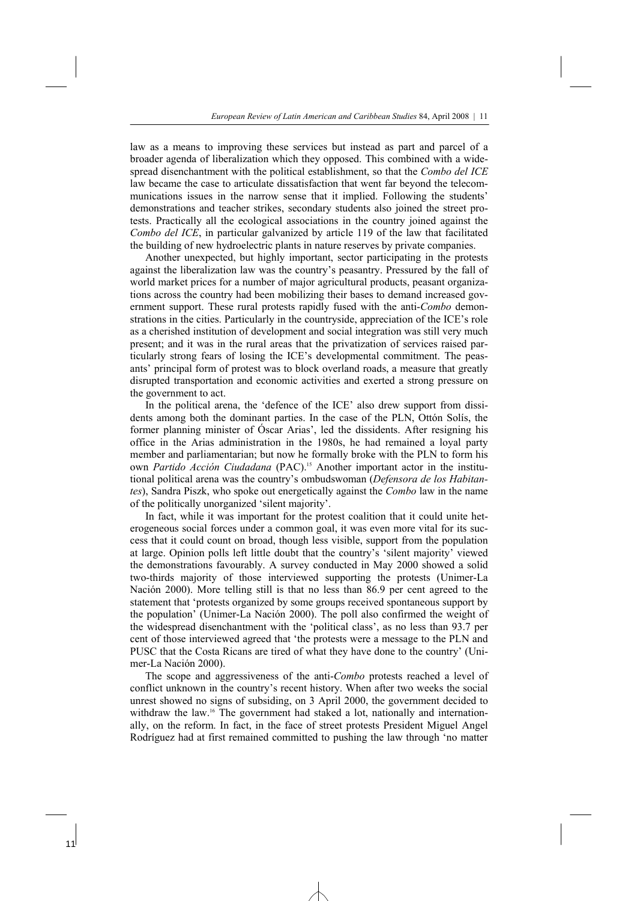law as a means to improving these services but instead as part and parcel of a broader agenda of liberalization which they opposed. This combined with a widespread disenchantment with the political establishment, so that the *Combo del ICE* law became the case to articulate dissatisfaction that went far beyond the telecommunications issues in the narrow sense that it implied. Following the students' demonstrations and teacher strikes, secondary students also joined the street protests. Practically all the ecological associations in the country joined against the *Combo del ICE*, in particular galvanized by article 119 of the law that facilitated the building of new hydroelectric plants in nature reserves by private companies.

Another unexpected, but highly important, sector participating in the protests against the liberalization law was the country's peasantry. Pressured by the fall of world market prices for a number of major agricultural products, peasant organizations across the country had been mobilizing their bases to demand increased government support. These rural protests rapidly fused with the anti-*Combo* demonstrations in the cities. Particularly in the countryside, appreciation of the ICE's role as a cherished institution of development and social integration was still very much present; and it was in the rural areas that the privatization of services raised particularly strong fears of losing the ICE's developmental commitment. The peasants' principal form of protest was to block overland roads, a measure that greatly disrupted transportation and economic activities and exerted a strong pressure on the government to act.

In the political arena, the 'defence of the ICE' also drew support from dissidents among both the dominant parties. In the case of the PLN, Ottón Solís, the former planning minister of Óscar Arias', led the dissidents. After resigning his office in the Arias administration in the 1980s, he had remained a loyal party member and parliamentarian; but now he formally broke with the PLN to form his own *Partido Acción Ciudadana* (PAC).[15] Another important actor in the institutional political arena was the country's ombudswoman (*Defensora de los Habitantes*), Sandra Piszk, who spoke out energetically against the *Combo* law in the name of the politically unorganized 'silent majority'.

In fact, while it was important for the protest coalition that it could unite heterogeneous social forces under a common goal, it was even more vital for its success that it could count on broad, though less visible, support from the population at large. Opinion polls left little doubt that the country's 'silent majority' viewed the demonstrations favourably. A survey conducted in May 2000 showed a solid two-thirds majority of those interviewed supporting the protests (Unimer-La Nación 2000). More telling still is that no less than 86.9 per cent agreed to the statement that 'protests organized by some groups received spontaneous support by the population' (Unimer-La Nación 2000). The poll also confirmed the weight of the widespread disenchantment with the 'political class', as no less than 93.7 per cent of those interviewed agreed that 'the protests were a message to the PLN and PUSC that the Costa Ricans are tired of what they have done to the country' (Unimer-La Nación 2000).

The scope and aggressiveness of the anti-*Combo* protests reached a level of conflict unknown in the country's recent history. When after two weeks the social unrest showed no signs of subsiding, on 3 April 2000, the government decided to withdraw the law.[16] The government had staked a lot, nationally and internationally, on the reform. In fact, in the face of street protests President Miguel Angel Rodríguez had at first remained committed to pushing the law through 'no matter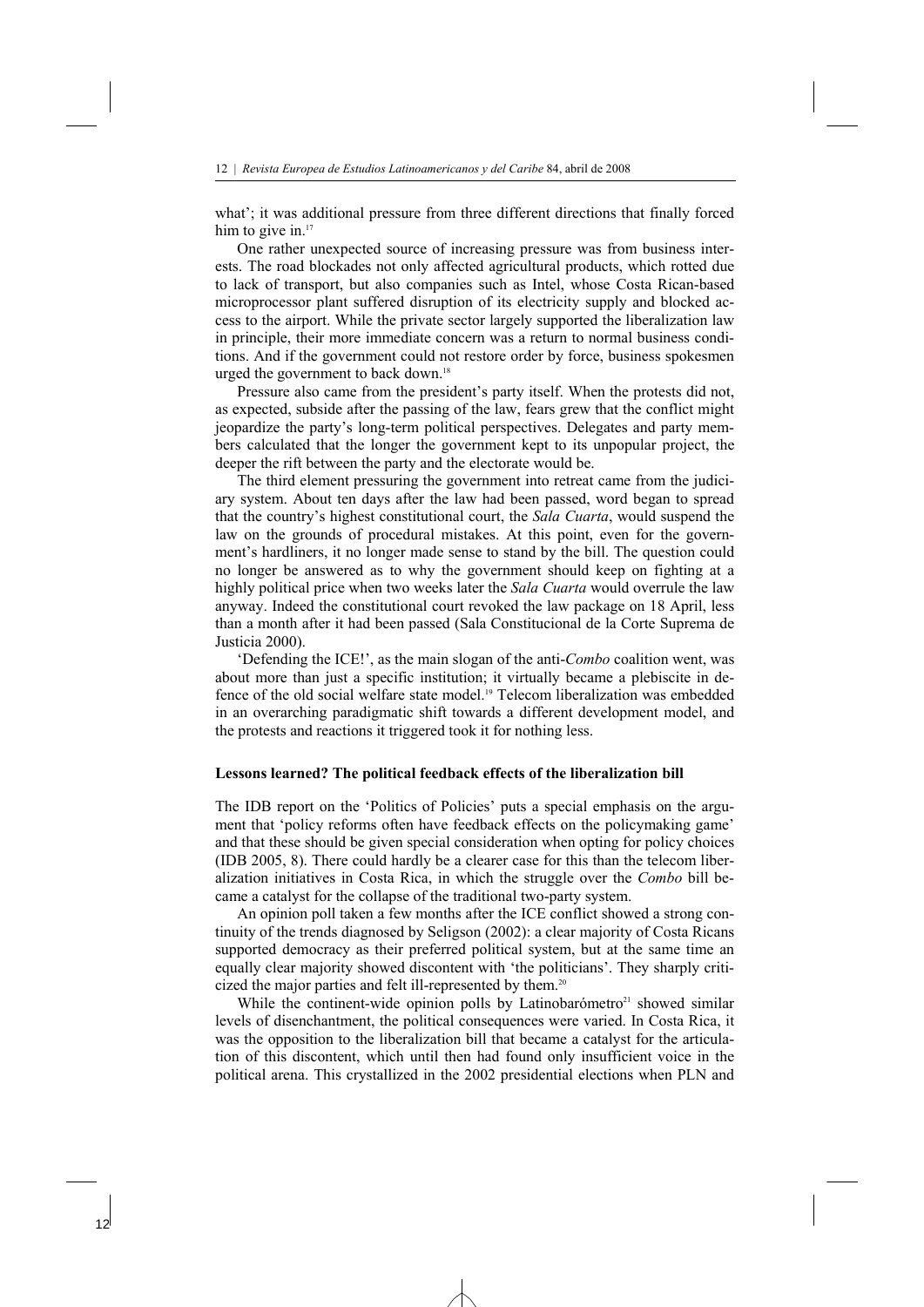what'; it was additional pressure from three different directions that finally forced him to give in.[17]

One rather unexpected source of increasing pressure was from business interests. The road blockades not only affected agricultural products, which rotted due to lack of transport, but also companies such as Intel, whose Costa Rican-based microprocessor plant suffered disruption of its electricity supply and blocked access to the airport. While the private sector largely supported the liberalization law in principle, their more immediate concern was a return to normal business conditions. And if the government could not restore order by force, business spokesmen urged the government to back down.[18]

Pressure also came from the president's party itself. When the protests did not, as expected, subside after the passing of the law, fears grew that the conflict might jeopardize the party's long-term political perspectives. Delegates and party members calculated that the longer the government kept to its unpopular project, the deeper the rift between the party and the electorate would be.

The third element pressuring the government into retreat came from the judiciary system. About ten days after the law had been passed, word began to spread that the country's highest constitutional court, the *Sala Cuarta*, would suspend the law on the grounds of procedural mistakes. At this point, even for the government's hardliners, it no longer made sense to stand by the bill. The question could no longer be answered as to why the government should keep on fighting at a highly political price when two weeks later the *Sala Cuarta* would overrule the law anyway. Indeed the constitutional court revoked the law package on 18 April, less than a month after it had been passed (Sala Constitucional de la Corte Suprema de Justicia 2000).

'Defending the ICE!', as the main slogan of the anti-*Combo* coalition went, was about more than just a specific institution; it virtually became a plebiscite in defence of the old social welfare state model.[19] Telecom liberalization was embedded in an overarching paradigmatic shift towards a different development model, and the protests and reactions it triggered took it for nothing less.

### Lessons learned? The political feedback effects of the liberalization bill

The IDB report on the 'Politics of Policies' puts a special emphasis on the argument that 'policy reforms often have feedback effects on the policymaking game' and that these should be given special consideration when opting for policy choices (IDB 2005, 8). There could hardly be a clearer case for this than the telecom liberalization initiatives in Costa Rica, in which the struggle over the *Combo* bill became a catalyst for the collapse of the traditional two-party system.

An opinion poll taken a few months after the ICE conflict showed a strong continuity of the trends diagnosed by Seligson (2002): a clear majority of Costa Ricans supported democracy as their preferred political system, but at the same time an equally clear majority showed discontent with 'the politicians'. They sharply criticized the major parties and felt ill-represented by them.[20]

While the continent-wide opinion polls by Latinobarómetro[21] showed similar levels of disenchantment, the political consequences were varied. In Costa Rica, it was the opposition to the liberalization bill that became a catalyst for the articulation of this discontent, which until then had found only insufficient voice in the political arena. This crystallized in the 2002 presidential elections when PLN and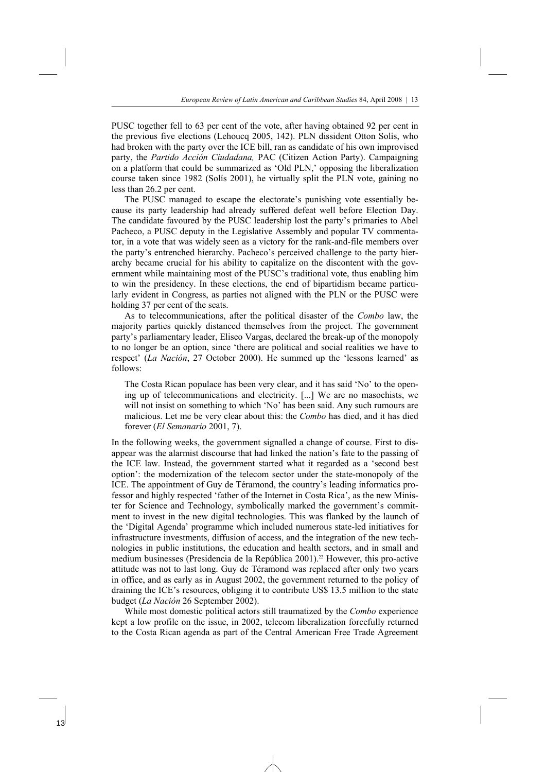PUSC together fell to 63 per cent of the vote, after having obtained 92 per cent in the previous five elections (Lehoucq 2005, 142). PLN dissident Otton Solís, who had broken with the party over the ICE bill, ran as candidate of his own improvised party, the *Partido Acción Ciudadana,* PAC (Citizen Action Party). Campaigning on a platform that could be summarized as 'Old PLN,' opposing the liberalization course taken since 1982 (Solís 2001), he virtually split the PLN vote, gaining no less than 26.2 per cent.

The PUSC managed to escape the electorate's punishing vote essentially because its party leadership had already suffered defeat well before Election Day. The candidate favoured by the PUSC leadership lost the party's primaries to Abel Pacheco, a PUSC deputy in the Legislative Assembly and popular TV commentator, in a vote that was widely seen as a victory for the rank-and-file members over the party's entrenched hierarchy. Pacheco's perceived challenge to the party hierarchy became crucial for his ability to capitalize on the discontent with the government while maintaining most of the PUSC's traditional vote, thus enabling him to win the presidency. In these elections, the end of bipartidism became particularly evident in Congress, as parties not aligned with the PLN or the PUSC were holding 37 per cent of the seats.

As to telecommunications, after the political disaster of the *Combo* law, the majority parties quickly distanced themselves from the project. The government party's parliamentary leader, Eliseo Vargas, declared the break-up of the monopoly to no longer be an option, since 'there are political and social realities we have to respect' (*La Nación*, 27 October 2000). He summed up the 'lessons learned' as follows:

> The Costa Rican populace has been very clear, and it has said 'No' to the opening up of telecommunications and electricity. [...] We are no masochists, we will not insist on something to which 'No' has been said. Any such rumours are malicious. Let me be very clear about this: the *Combo* has died, and it has died forever (*El Semanario* 2001, 7).

In the following weeks, the government signalled a change of course. First to disappear was the alarmist discourse that had linked the nation's fate to the passing of the ICE law. Instead, the government started what it regarded as a 'second best option': the modernization of the telecom sector under the state-monopoly of the ICE. The appointment of Guy de Téramond, the country's leading informatics professor and highly respected 'father of the Internet in Costa Rica', as the new Minister for Science and Technology, symbolically marked the government's commitment to invest in the new digital technologies. This was flanked by the launch of the 'Digital Agenda' programme which included numerous state-led initiatives for infrastructure investments, diffusion of access, and the integration of the new technologies in public institutions, the education and health sectors, and in small and medium businesses (Presidencia de la República 2001).[22] However, this pro-active attitude was not to last long. Guy de Téramond was replaced after only two years in office, and as early as in August 2002, the government returned to the policy of draining the ICE's resources, obliging it to contribute US$ 13.5 million to the state budget (*La Nación* 26 September 2002).

While most domestic political actors still traumatized by the *Combo* experience kept a low profile on the issue, in 2002, telecom liberalization forcefully returned to the Costa Rican agenda as part of the Central American Free Trade Agreement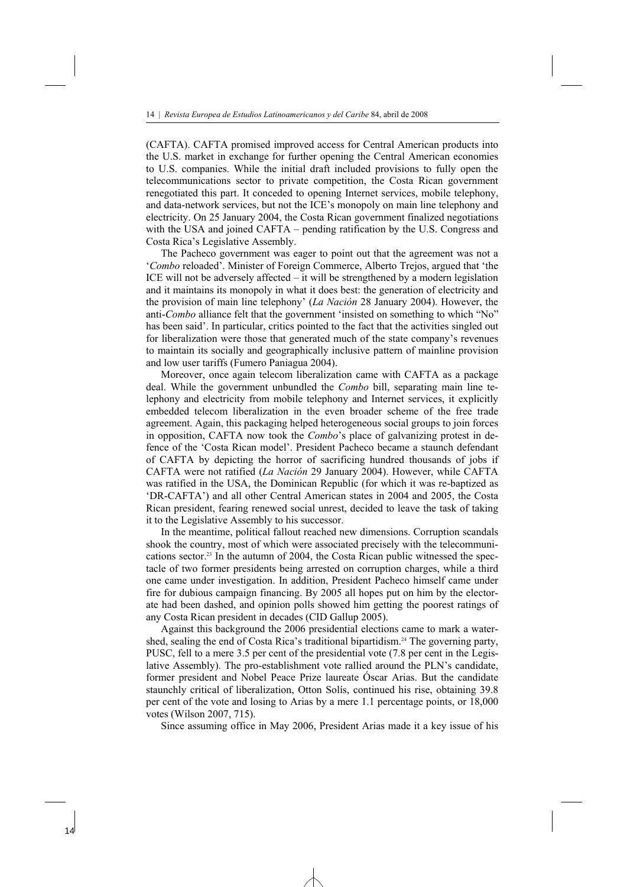(CAFTA). CAFTA promised improved access for Central American products into the U.S. market in exchange for further opening the Central American economies to U.S. companies. While the initial draft included provisions to fully open the telecommunications sector to private competition, the Costa Rican government renegotiated this part. It conceded to opening Internet services, mobile telephony, and data-network services, but not the ICE's monopoly on main line telephony and electricity. On 25 January 2004, the Costa Rican government finalized negotiations with the USA and joined CAFTA – pending ratification by the U.S. Congress and Costa Rica's Legislative Assembly.

The Pacheco government was eager to point out that the agreement was not a '*Combo* reloaded'. Minister of Foreign Commerce, Alberto Trejos, argued that 'the ICE will not be adversely affected – it will be strengthened by a modern legislation and it maintains its monopoly in what it does best: the generation of electricity and the provision of main line telephony' (*La Nación* 28 January 2004). However, the anti-*Combo* alliance felt that the government 'insisted on something to which "No" has been said'. In particular, critics pointed to the fact that the activities singled out for liberalization were those that generated much of the state company's revenues to maintain its socially and geographically inclusive pattern of mainline provision and low user tariffs (Fumero Paniagua 2004).

Moreover, once again telecom liberalization came with CAFTA as a package deal. While the government unbundled the *Combo* bill, separating main line telephony and electricity from mobile telephony and Internet services, it explicitly embedded telecom liberalization in the even broader scheme of the free trade agreement. Again, this packaging helped heterogeneous social groups to join forces in opposition, CAFTA now took the *Combo*'s place of galvanizing protest in defence of the 'Costa Rican model'. President Pacheco became a staunch defendant of CAFTA by depicting the horror of sacrificing hundred thousands of jobs if CAFTA were not ratified (*La Nación* 29 January 2004). However, while CAFTA was ratified in the USA, the Dominican Republic (for which it was re-baptized as 'DR-CAFTA') and all other Central American states in 2004 and 2005, the Costa Rican president, fearing renewed social unrest, decided to leave the task of taking it to the Legislative Assembly to his successor.

In the meantime, political fallout reached new dimensions. Corruption scandals shook the country, most of which were associated precisely with the telecommunications sector.[23] In the autumn of 2004, the Costa Rican public witnessed the spectacle of two former presidents being arrested on corruption charges, while a third one came under investigation. In addition, President Pacheco himself came under fire for dubious campaign financing. By 2005 all hopes put on him by the electorate had been dashed, and opinion polls showed him getting the poorest ratings of any Costa Rican president in decades (CID Gallup 2005).

Against this background the 2006 presidential elections came to mark a watershed, sealing the end of Costa Rica's traditional bipartidism.[24] The governing party, PUSC, fell to a mere 3.5 per cent of the presidential vote (7.8 per cent in the Legislative Assembly). The pro-establishment vote rallied around the PLN's candidate, former president and Nobel Peace Prize laureate Óscar Arias. But the candidate staunchly critical of liberalization, Otton Solís, continued his rise, obtaining 39.8 per cent of the vote and losing to Arias by a mere 1.1 percentage points, or 18,000 votes (Wilson 2007, 715).

Since assuming office in May 2006, President Arias made it a key issue of his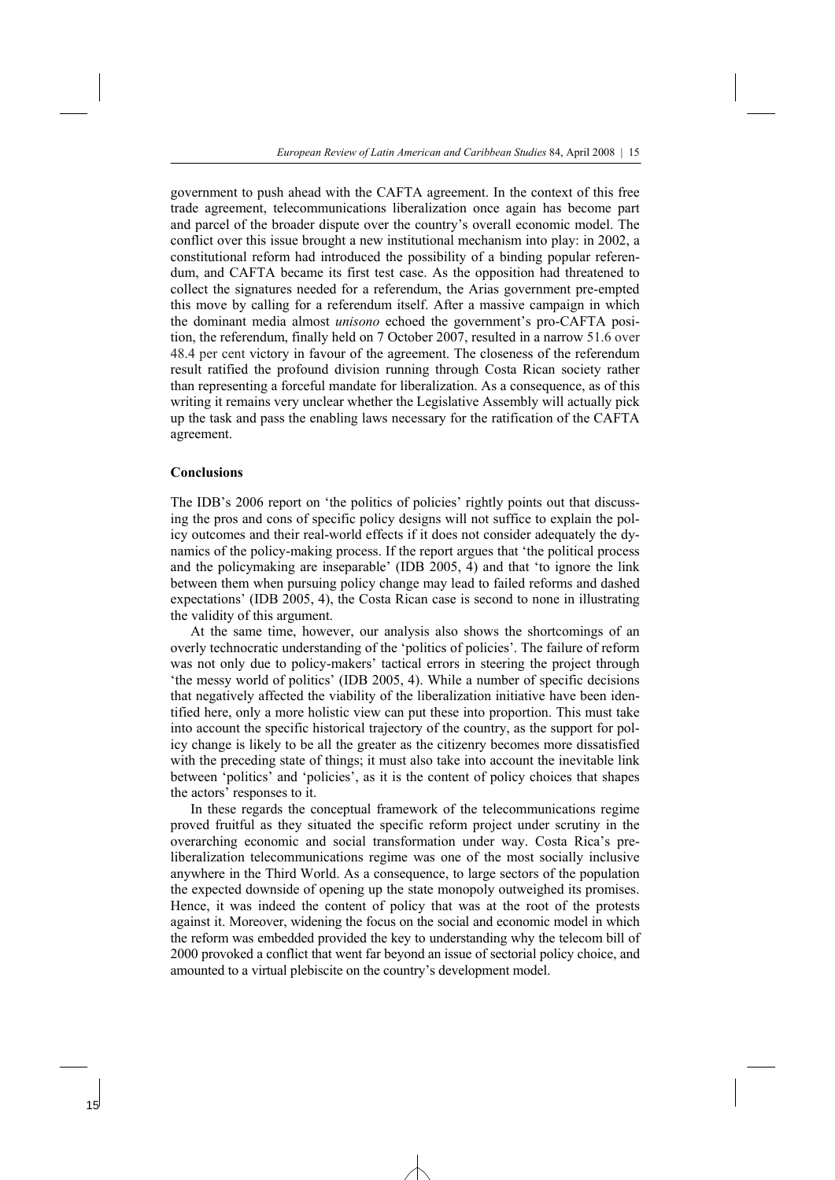government to push ahead with the CAFTA agreement. In the context of this free trade agreement, telecommunications liberalization once again has become part and parcel of the broader dispute over the country's overall economic model. The conflict over this issue brought a new institutional mechanism into play: in 2002, a constitutional reform had introduced the possibility of a binding popular referendum, and CAFTA became its first test case. As the opposition had threatened to collect the signatures needed for a referendum, the Arias government pre-empted this move by calling for a referendum itself. After a massive campaign in which the dominant media almost *unisono* echoed the government's pro-CAFTA position, the referendum, finally held on 7 October 2007, resulted in a narrow 51.6 over 48.4 per cent victory in favour of the agreement. The closeness of the referendum result ratified the profound division running through Costa Rican society rather than representing a forceful mandate for liberalization. As a consequence, as of this writing it remains very unclear whether the Legislative Assembly will actually pick up the task and pass the enabling laws necessary for the ratification of the CAFTA agreement.

## Conclusions

The IDB's 2006 report on 'the politics of policies' rightly points out that discussing the pros and cons of specific policy designs will not suffice to explain the policy outcomes and their real-world effects if it does not consider adequately the dynamics of the policy-making process. If the report argues that 'the political process and the policymaking are inseparable' (IDB 2005, 4) and that 'to ignore the link between them when pursuing policy change may lead to failed reforms and dashed expectations' (IDB 2005, 4), the Costa Rican case is second to none in illustrating the validity of this argument.

At the same time, however, our analysis also shows the shortcomings of an overly technocratic understanding of the 'politics of policies'. The failure of reform was not only due to policy-makers' tactical errors in steering the project through 'the messy world of politics' (IDB 2005, 4). While a number of specific decisions that negatively affected the viability of the liberalization initiative have been identified here, only a more holistic view can put these into proportion. This must take into account the specific historical trajectory of the country, as the support for policy change is likely to be all the greater as the citizenry becomes more dissatisfied with the preceding state of things; it must also take into account the inevitable link between 'politics' and 'policies', as it is the content of policy choices that shapes the actors' responses to it.

In these regards the conceptual framework of the telecommunications regime proved fruitful as they situated the specific reform project under scrutiny in the overarching economic and social transformation under way. Costa Rica's pre-liberalization telecommunications regime was one of the most socially inclusive anywhere in the Third World. As a consequence, to large sectors of the population the expected downside of opening up the state monopoly outweighed its promises. Hence, it was indeed the content of policy that was at the root of the protests against it. Moreover, widening the focus on the social and economic model in which the reform was embedded provided the key to understanding why the telecom bill of 2000 provoked a conflict that went far beyond an issue of sectorial policy choice, and amounted to a virtual plebiscite on the country's development model.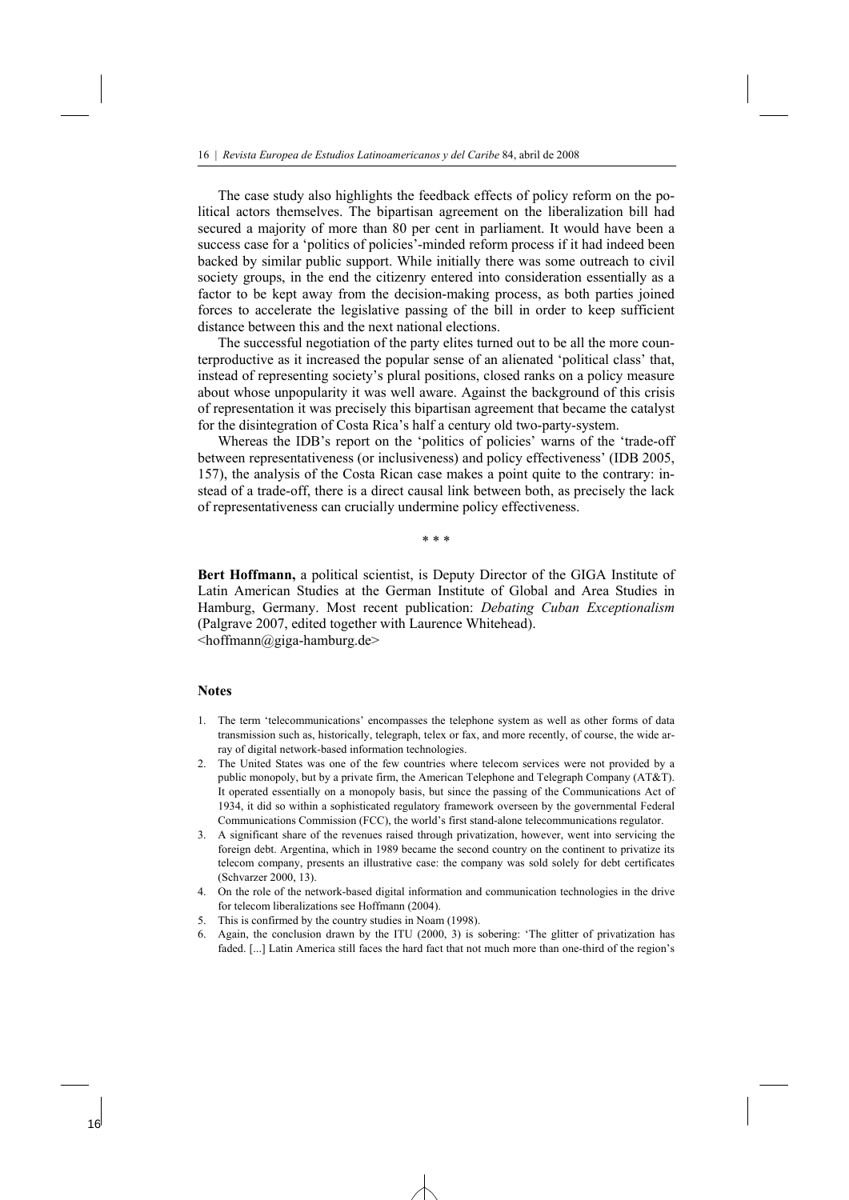The case study also highlights the feedback effects of policy reform on the political actors themselves. The bipartisan agreement on the liberalization bill had secured a majority of more than 80 per cent in parliament. It would have been a success case for a 'politics of policies'-minded reform process if it had indeed been backed by similar public support. While initially there was some outreach to civil society groups, in the end the citizenry entered into consideration essentially as a factor to be kept away from the decision-making process, as both parties joined forces to accelerate the legislative passing of the bill in order to keep sufficient distance between this and the next national elections.

The successful negotiation of the party elites turned out to be all the more counterproductive as it increased the popular sense of an alienated 'political class' that, instead of representing society's plural positions, closed ranks on a policy measure about whose unpopularity it was well aware. Against the background of this crisis of representation it was precisely this bipartisan agreement that became the catalyst for the disintegration of Costa Rica's half a century old two-party-system.

Whereas the IDB's report on the 'politics of policies' warns of the 'trade-off between representativeness (or inclusiveness) and policy effectiveness' (IDB 2005, 157), the analysis of the Costa Rican case makes a point quite to the contrary: instead of a trade-off, there is a direct causal link between both, as precisely the lack of representativeness can crucially undermine policy effectiveness.

\* \* \*

**Bert Hoffmann,** a political scientist, is Deputy Director of the GIGA Institute of Latin American Studies at the German Institute of Global and Area Studies in Hamburg, Germany. Most recent publication: *Debating Cuban Exceptionalism* (Palgrave 2007, edited together with Laurence Whitehead).
<hoffmann@giga-hamburg.de>

## Notes

1. The term 'telecommunications' encompasses the telephone system as well as other forms of data transmission such as, historically, telegraph, telex or fax, and more recently, of course, the wide array of digital network-based information technologies.
2. The United States was one of the few countries where telecom services were not provided by a public monopoly, but by a private firm, the American Telephone and Telegraph Company (AT&T). It operated essentially on a monopoly basis, but since the passing of the Communications Act of 1934, it did so within a sophisticated regulatory framework overseen by the governmental Federal Communications Commission (FCC), the world's first stand-alone telecommunications regulator.
3. A significant share of the revenues raised through privatization, however, went into servicing the foreign debt. Argentina, which in 1989 became the second country on the continent to privatize its telecom company, presents an illustrative case: the company was sold solely for debt certificates (Schvarzer 2000, 13).
4. On the role of the network-based digital information and communication technologies in the drive for telecom liberalizations see Hoffmann (2004).
5. This is confirmed by the country studies in Noam (1998).
6. Again, the conclusion drawn by the ITU (2000, 3) is sobering: 'The glitter of privatization has faded. [...] Latin America still faces the hard fact that not much more than one-third of the region's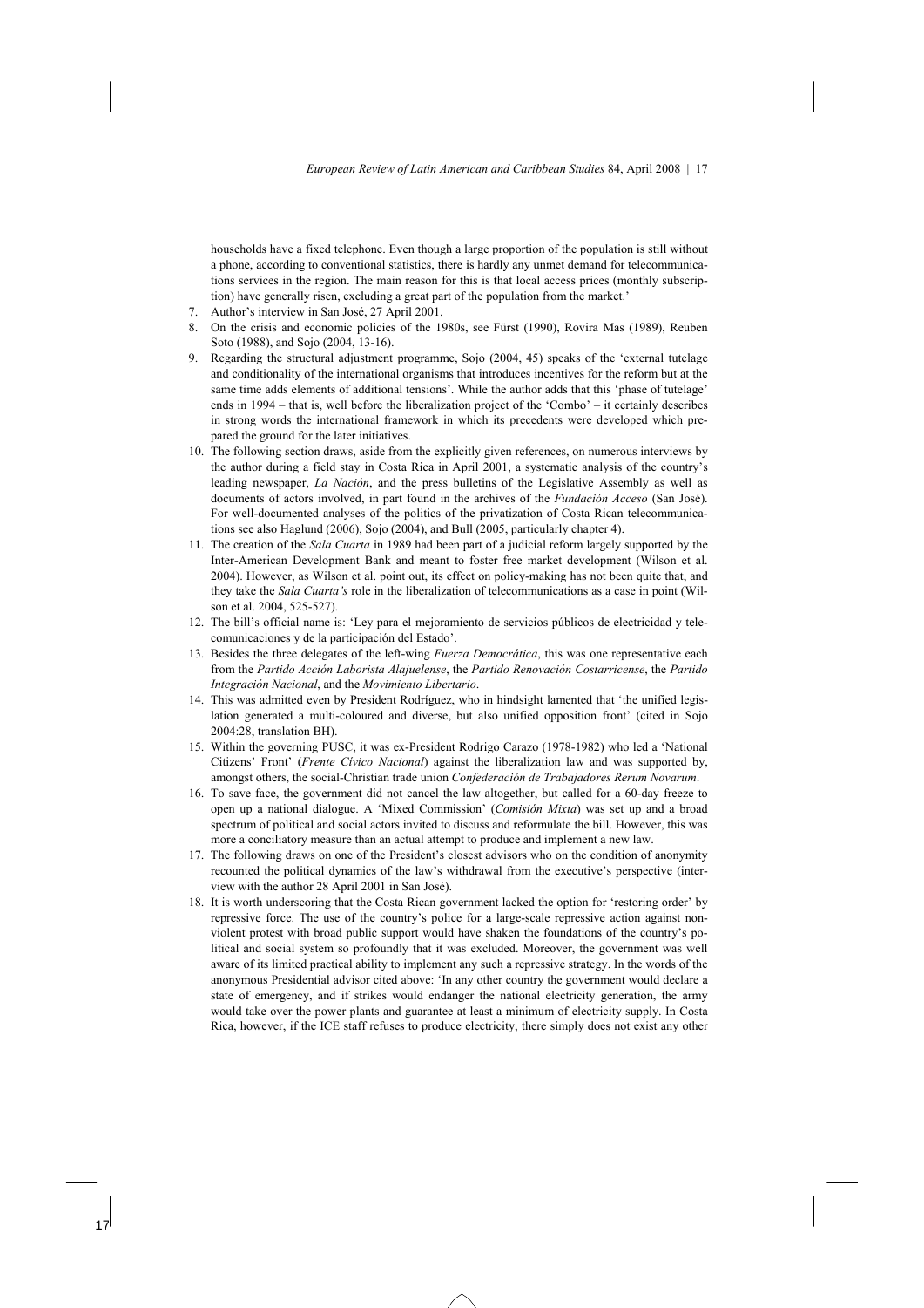households have a fixed telephone. Even though a large proportion of the population is still without a phone, according to conventional statistics, there is hardly any unmet demand for telecommunications services in the region. The main reason for this is that local access prices (monthly subscription) have generally risen, excluding a great part of the population from the market.'

7. Author's interview in San José, 27 April 2001.
8. On the crisis and economic policies of the 1980s, see Fürst (1990), Rovira Mas (1989), Reuben Soto (1988), and Sojo (2004, 13-16).
9. Regarding the structural adjustment programme, Sojo (2004, 45) speaks of the 'external tutelage and conditionality of the international organisms that introduces incentives for the reform but at the same time adds elements of additional tensions'. While the author adds that this 'phase of tutelage' ends in 1994 – that is, well before the liberalization project of the 'Combo' – it certainly describes in strong words the international framework in which its precedents were developed which prepared the ground for the later initiatives.
10. The following section draws, aside from the explicitly given references, on numerous interviews by the author during a field stay in Costa Rica in April 2001, a systematic analysis of the country's leading newspaper, *La Nación*, and the press bulletins of the Legislative Assembly as well as documents of actors involved, in part found in the archives of the *Fundación Acceso* (San José). For well-documented analyses of the politics of the privatization of Costa Rican telecommunications see also Haglund (2006), Sojo (2004), and Bull (2005, particularly chapter 4).
11. The creation of the *Sala Cuarta* in 1989 had been part of a judicial reform largely supported by the Inter-American Development Bank and meant to foster free market development (Wilson et al. 2004). However, as Wilson et al. point out, its effect on policy-making has not been quite that, and they take the *Sala Cuarta's* role in the liberalization of telecommunications as a case in point (Wilson et al. 2004, 525-527).
12. The bill's official name is: 'Ley para el mejoramiento de servicios públicos de electricidad y telecomunicaciones y de la participación del Estado'.
13. Besides the three delegates of the left-wing *Fuerza Democrática*, this was one representative each from the *Partido Acción Laborista Alajuelense*, the *Partido Renovación Costarricense*, the *Partido Integración Nacional*, and the *Movimiento Libertario*.
14. This was admitted even by President Rodríguez, who in hindsight lamented that 'the unified legislation generated a multi-coloured and diverse, but also unified opposition front' (cited in Sojo 2004:28, translation BH).
15. Within the governing PUSC, it was ex-President Rodrigo Carazo (1978-1982) who led a 'National Citizens' Front' (*Frente Cívico Nacional*) against the liberalization law and was supported by, amongst others, the social-Christian trade union *Confederación de Trabajadores Rerum Novarum*.
16. To save face, the government did not cancel the law altogether, but called for a 60-day freeze to open up a national dialogue. A 'Mixed Commission' (*Comisión Mixta*) was set up and a broad spectrum of political and social actors invited to discuss and reformulate the bill. However, this was more a conciliatory measure than an actual attempt to produce and implement a new law.
17. The following draws on one of the President's closest advisors who on the condition of anonymity recounted the political dynamics of the law's withdrawal from the executive's perspective (interview with the author 28 April 2001 in San José).
18. It is worth underscoring that the Costa Rican government lacked the option for 'restoring order' by repressive force. The use of the country's police for a large-scale repressive action against non-violent protest with broad public support would have shaken the foundations of the country's political and social system so profoundly that it was excluded. Moreover, the government was well aware of its limited practical ability to implement any such a repressive strategy. In the words of the anonymous Presidential advisor cited above: 'In any other country the government would declare a state of emergency, and if strikes would endanger the national electricity generation, the army would take over the power plants and guarantee at least a minimum of electricity supply. In Costa Rica, however, if the ICE staff refuses to produce electricity, there simply does not exist any other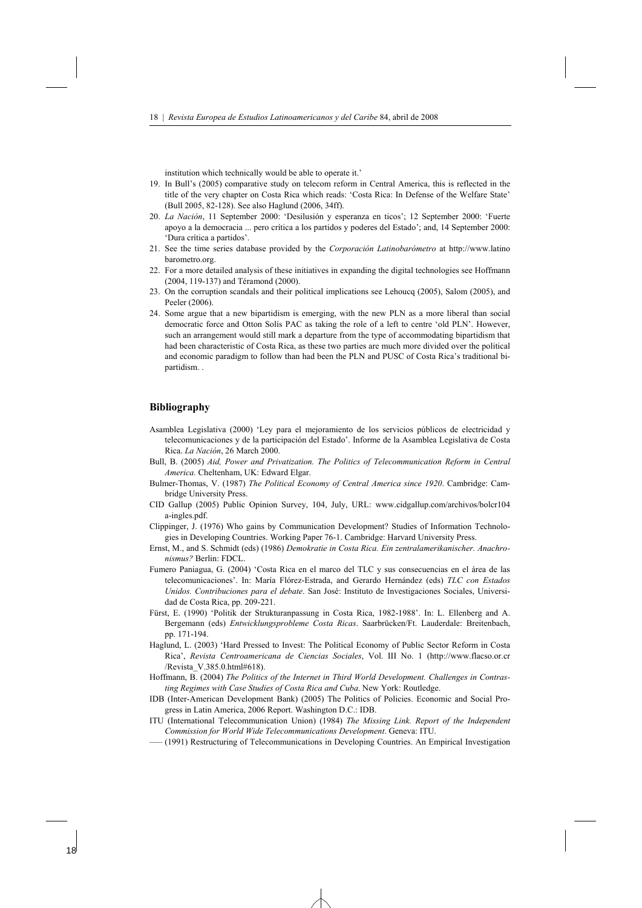institution which technically would be able to operate it.'

19. In Bull's (2005) comparative study on telecom reform in Central America, this is reflected in the title of the very chapter on Costa Rica which reads: 'Costa Rica: In Defense of the Welfare State' (Bull 2005, 82-128). See also Haglund (2006, 34ff).
20. *La Nación*, 11 September 2000: 'Desilusión y esperanza en ticos'; 12 September 2000: 'Fuerte apoyo a la democracia ... pero crítica a los partidos y poderes del Estado'; and, 14 September 2000: 'Dura crítica a partidos'.
21. See the time series database provided by the *Corporación Latinobarómetro* at http://www.latinobarometro.org.
22. For a more detailed analysis of these initiatives in expanding the digital technologies see Hoffmann (2004, 119-137) and Téramond (2000).
23. On the corruption scandals and their political implications see Lehoucq (2005), Salom (2005), and Peeler (2006).
24. Some argue that a new bipartidism is emerging, with the new PLN as a more liberal than social democratic force and Otton Solís PAC as taking the role of a left to centre 'old PLN'. However, such an arrangement would still mark a departure from the type of accommodating bipartidism that had been characteristic of Costa Rica, as these two parties are much more divided over the political and economic paradigm to follow than had been the PLN and PUSC of Costa Rica's traditional bipartidism. .

## Bibliography

Asamblea Legislativa (2000) 'Ley para el mejoramiento de los servicios públicos de electricidad y telecomunicaciones y de la participación del Estado'. Informe de la Asamblea Legislativa de Costa Rica. *La Nación*, 26 March 2000.

Bull, B. (2005) *Aid, Power and Privatization. The Politics of Telecommunication Reform in Central America.* Cheltenham, UK: Edward Elgar.

Bulmer-Thomas, V. (1987) *The Political Economy of Central America since 1920*. Cambridge: Cambridge University Press.

CID Gallup (2005) Public Opinion Survey, 104, July, URL: www.cidgallup.com/archivos/bolcr104a-ingles.pdf.

Clippinger, J. (1976) Who gains by Communication Development? Studies of Information Technologies in Developing Countries. Working Paper 76-1. Cambridge: Harvard University Press.

Ernst, M., and S. Schmidt (eds) (1986) *Demokratie in Costa Rica. Ein zentralamerikanischer. Anachronismus?* Berlin: FDCL.

Fumero Paniagua, G. (2004) 'Costa Rica en el marco del TLC y sus consecuencias en el área de las telecomunicaciones'. In: María Flórez-Estrada, and Gerardo Hernández (eds) *TLC con Estados Unidos. Contribuciones para el debate*. San José: Instituto de Investigaciones Sociales, Universidad de Costa Rica, pp. 209-221.

Fürst, E. (1990) 'Politik der Strukturanpassung in Costa Rica, 1982-1988'. In: L. Ellenberg and A. Bergemann (eds) *Entwicklungsprobleme Costa Ricas*. Saarbrücken/Ft. Lauderdale: Breitenbach, pp. 171-194.

Haglund, L. (2003) 'Hard Pressed to Invest: The Political Economy of Public Sector Reform in Costa Rica', *Revista Centroamericana de Ciencias Sociales*, Vol. III No. 1 (http://www.flacso.or.cr/Revista_V.385.0.html#618).

Hoffmann, B. (2004) *The Politics of the Internet in Third World Development. Challenges in Contrasting Regimes with Case Studies of Costa Rica and Cuba*. New York: Routledge.

IDB (Inter-American Development Bank) (2005) The Politics of Policies. Economic and Social Progress in Latin America, 2006 Report. Washington D.C.: IDB.

ITU (International Telecommunication Union) (1984) *The Missing Link. Report of the Independent Commission for World Wide Telecommunications Development*. Geneva: ITU.

––– (1991) Restructuring of Telecommunications in Developing Countries. An Empirical Investigation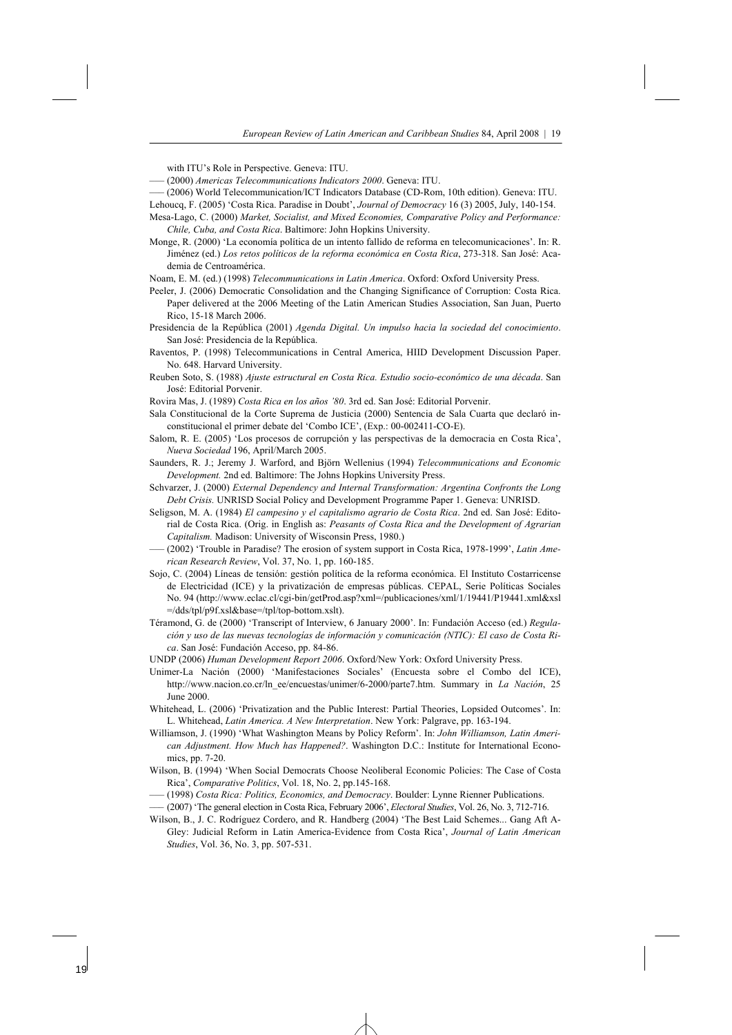with ITU's Role in Perspective. Geneva: ITU.

––– (2000) *Americas Telecommunications Indicators 2000*. Geneva: ITU.

––– (2006) World Telecommunication/ICT Indicators Database (CD-Rom, 10th edition). Geneva: ITU.

Lehoucq, F. (2005) 'Costa Rica. Paradise in Doubt', *Journal of Democracy* 16 (3) 2005, July, 140-154.

Mesa-Lago, C. (2000) *Market, Socialist, and Mixed Economies, Comparative Policy and Performance: Chile, Cuba, and Costa Rica*. Baltimore: John Hopkins University.

Monge, R. (2000) 'La economía política de un intento fallido de reforma en telecomunicaciones'. In: R. Jiménez (ed.) *Los retos políticos de la reforma económica en Costa Rica*, 273-318. San José: Academia de Centroamérica.

Noam, E. M. (ed.) (1998) *Telecommunications in Latin America*. Oxford: Oxford University Press.

Peeler, J. (2006) Democratic Consolidation and the Changing Significance of Corruption: Costa Rica. Paper delivered at the 2006 Meeting of the Latin American Studies Association, San Juan, Puerto Rico, 15-18 March 2006.

Presidencia de la República (2001) *Agenda Digital. Un impulso hacia la sociedad del conocimiento*. San José: Presidencia de la República.

Raventos, P. (1998) Telecommunications in Central America, HIID Development Discussion Paper. No. 648. Harvard University.

Reuben Soto, S. (1988) *Ajuste estructural en Costa Rica. Estudio socio-económico de una década*. San José: Editorial Porvenir.

Rovira Mas, J. (1989) *Costa Rica en los años '80*. 3rd ed. San José: Editorial Porvenir.

Sala Constitucional de la Corte Suprema de Justicia (2000) Sentencia de Sala Cuarta que declaró inconstitucional el primer debate del 'Combo ICE', (Exp.: 00-002411-CO-E).

Salom, R. E. (2005) 'Los procesos de corrupción y las perspectivas de la democracia en Costa Rica', *Nueva Sociedad* 196, April/March 2005.

Saunders, R. J.; Jeremy J. Warford, and Björn Wellenius (1994) *Telecommunications and Economic Development.* 2nd ed. Baltimore: The Johns Hopkins University Press.

Schvarzer, J. (2000) *External Dependency and Internal Transformation: Argentina Confronts the Long Debt Crisis.* UNRISD Social Policy and Development Programme Paper 1. Geneva: UNRISD.

Seligson, M. A. (1984) *El campesino y el capitalismo agrario de Costa Rica*. 2nd ed. San José: Editorial de Costa Rica. (Orig. in English as: *Peasants of Costa Rica and the Development of Agrarian Capitalism.* Madison: University of Wisconsin Press, 1980.)

––– (2002) 'Trouble in Paradise? The erosion of system support in Costa Rica, 1978-1999', *Latin American Research Review*, Vol. 37, No. 1, pp. 160-185.

Sojo, C. (2004) Líneas de tensión: gestión política de la reforma económica. El Instituto Costarricense de Electricidad (ICE) y la privatización de empresas públicas. CEPAL, Serie Políticas Sociales No. 94 (http://www.eclac.cl/cgi-bin/getProd.asp?xml=/publicaciones/xml/1/19441/P19441.xml&xsl=/dds/tpl/p9f.xsl&base=/tpl/top-bottom.xslt).

Téramond, G. de (2000) 'Transcript of Interview, 6 January 2000'. In: Fundación Acceso (ed.) *Regulación y uso de las nuevas tecnologías de información y comunicación (NTIC): El caso de Costa Rica*. San José: Fundación Acceso, pp. 84-86.

UNDP (2006) *Human Development Report 2006.* Oxford/New York: Oxford University Press.

Unimer-La Nación (2000) 'Manifestaciones Sociales' (Encuesta sobre el Combo del ICE), http://www.nacion.co.cr/ln_ee/encuestas/unimer/6-2000/parte7.htm. Summary in *La Nación*, 25 June 2000.

Whitehead, L. (2006) 'Privatization and the Public Interest: Partial Theories, Lopsided Outcomes'. In: L. Whitehead, *Latin America. A New Interpretation*. New York: Palgrave, pp. 163-194.

Williamson, J. (1990) 'What Washington Means by Policy Reform'. In: *John Williamson, Latin American Adjustment. How Much has Happened?*. Washington D.C.: Institute for International Economics, pp. 7-20.

Wilson, B. (1994) 'When Social Democrats Choose Neoliberal Economic Policies: The Case of Costa Rica', *Comparative Politics*, Vol. 18, No. 2, pp.145-168.

––– (1998) *Costa Rica: Politics, Economics, and Democracy*. Boulder: Lynne Rienner Publications.

––– (2007) 'The general election in Costa Rica, February 2006', *Electoral Studies*, Vol. 26, No. 3, 712-716.

Wilson, B., J. C. Rodríguez Cordero, and R. Handberg (2004) 'The Best Laid Schemes... Gang Aft A-Gley: Judicial Reform in Latin America-Evidence from Costa Rica', *Journal of Latin American Studies*, Vol. 36, No. 3, pp. 507-531.